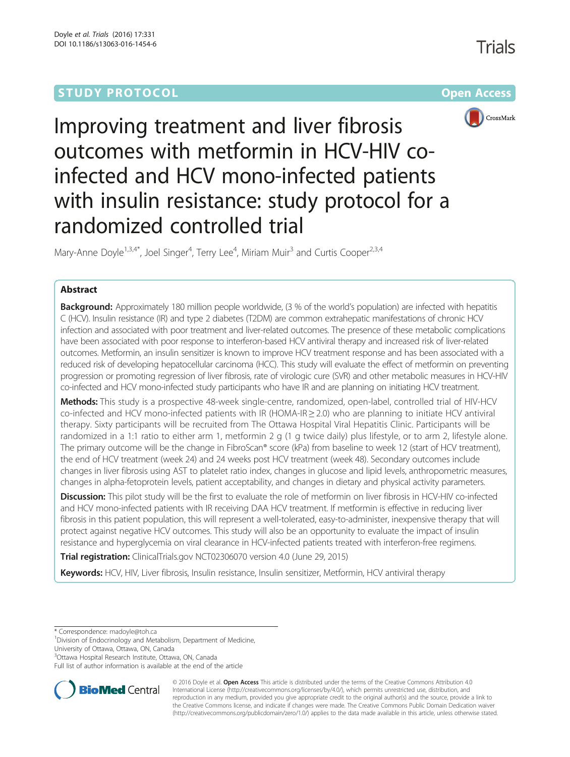STUDY PROTOCOL

Open Access

# Improving treatment and liver fibrosis outcomes with metformin in HCV-HIV co-infected and HCV mono-infected patients with insulin resistance: study protocol for a randomized controlled trial

Mary-Anne Doyle[1,3,4*], Joel Singer[4], Terry Lee[4], Miriam Muir[3] and Curtis Cooper[2,3,4]

## Abstract

**Background:** Approximately 180 million people worldwide, (3 % of the world's population) are infected with hepatitis C (HCV). Insulin resistance (IR) and type 2 diabetes (T2DM) are common extrahepatic manifestations of chronic HCV infection and associated with poor treatment and liver-related outcomes. The presence of these metabolic complications have been associated with poor response to interferon-based HCV antiviral therapy and increased risk of liver-related outcomes. Metformin, an insulin sensitizer is known to improve HCV treatment response and has been associated with a reduced risk of developing hepatocellular carcinoma (HCC). This study will evaluate the effect of metformin on preventing progression or promoting regression of liver fibrosis, rate of virologic cure (SVR) and other metabolic measures in HCV-HIV co-infected and HCV mono-infected study participants who have IR and are planning on initiating HCV treatment.

**Methods:** This study is a prospective 48-week single-centre, randomized, open-label, controlled trial of HIV-HCV co-infected and HCV mono-infected patients with IR (HOMA-IR ≥ 2.0) who are planning to initiate HCV antiviral therapy. Sixty participants will be recruited from The Ottawa Hospital Viral Hepatitis Clinic. Participants will be randomized in a 1:1 ratio to either arm 1, metformin 2 g (1 g twice daily) plus lifestyle, or to arm 2, lifestyle alone. The primary outcome will be the change in FibroScan® score (kPa) from baseline to week 12 (start of HCV treatment), the end of HCV treatment (week 24) and 24 weeks post HCV treatment (week 48). Secondary outcomes include changes in liver fibrosis using AST to platelet ratio index, changes in glucose and lipid levels, anthropometric measures, changes in alpha-fetoprotein levels, patient acceptability, and changes in dietary and physical activity parameters.

**Discussion:** This pilot study will be the first to evaluate the role of metformin on liver fibrosis in HCV-HIV co-infected and HCV mono-infected patients with IR receiving DAA HCV treatment. If metformin is effective in reducing liver fibrosis in this patient population, this will represent a well-tolerated, easy-to-administer, inexpensive therapy that will protect against negative HCV outcomes. This study will also be an opportunity to evaluate the impact of insulin resistance and hyperglycemia on viral clearance in HCV-infected patients treated with interferon-free regimens.

**Trial registration:** ClinicalTrials.gov NCT02306070 version 4.0 (June 29, 2015)

**Keywords:** HCV, HIV, Liver fibrosis, Insulin resistance, Insulin sensitizer, Metformin, HCV antiviral therapy

---

\* Correspondence: madoyle@toh.ca
[1]Division of Endocrinology and Metabolism, Department of Medicine, University of Ottawa, Ottawa, ON, Canada
[3]Ottawa Hospital Research Institute, Ottawa, ON, Canada
Full list of author information is available at the end of the article

© 2016 Doyle et al. **Open Access** This article is distributed under the terms of the Creative Commons Attribution 4.0 International License (http://creativecommons.org/licenses/by/4.0/), which permits unrestricted use, distribution, and reproduction in any medium, provided you give appropriate credit to the original author(s) and the source, provide a link to the Creative Commons license, and indicate if changes were made. The Creative Commons Public Domain Dedication waiver (http://creativecommons.org/publicdomain/zero/1.0/) applies to the data made available in this article, unless otherwise stated.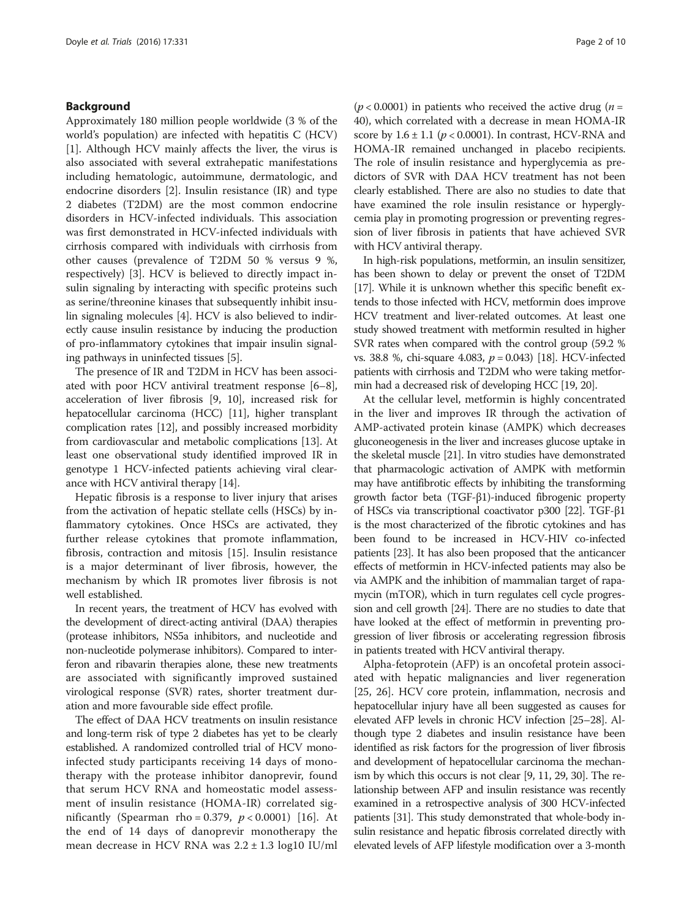## Background

Approximately 180 million people worldwide (3 % of the world's population) are infected with hepatitis C (HCV) [1]. Although HCV mainly affects the liver, the virus is also associated with several extrahepatic manifestations including hematologic, autoimmune, dermatologic, and endocrine disorders [2]. Insulin resistance (IR) and type 2 diabetes (T2DM) are the most common endocrine disorders in HCV-infected individuals. This association was first demonstrated in HCV-infected individuals with cirrhosis compared with individuals with cirrhosis from other causes (prevalence of T2DM 50 % versus 9 %, respectively) [3]. HCV is believed to directly impact insulin signaling by interacting with specific proteins such as serine/threonine kinases that subsequently inhibit insulin signaling molecules [4]. HCV is also believed to indirectly cause insulin resistance by inducing the production of pro-inflammatory cytokines that impair insulin signaling pathways in uninfected tissues [5].

The presence of IR and T2DM in HCV has been associated with poor HCV antiviral treatment response [6–8], acceleration of liver fibrosis [9, 10], increased risk for hepatocellular carcinoma (HCC) [11], higher transplant complication rates [12], and possibly increased morbidity from cardiovascular and metabolic complications [13]. At least one observational study identified improved IR in genotype 1 HCV-infected patients achieving viral clearance with HCV antiviral therapy [14].

Hepatic fibrosis is a response to liver injury that arises from the activation of hepatic stellate cells (HSCs) by inflammatory cytokines. Once HSCs are activated, they further release cytokines that promote inflammation, fibrosis, contraction and mitosis [15]. Insulin resistance is a major determinant of liver fibrosis, however, the mechanism by which IR promotes liver fibrosis is not well established.

In recent years, the treatment of HCV has evolved with the development of direct-acting antiviral (DAA) therapies (protease inhibitors, NS5a inhibitors, and nucleotide and non-nucleotide polymerase inhibitors). Compared to interferon and ribavarin therapies alone, these new treatments are associated with significantly improved sustained virological response (SVR) rates, shorter treatment duration and more favourable side effect profile.

The effect of DAA HCV treatments on insulin resistance and long-term risk of type 2 diabetes has yet to be clearly established. A randomized controlled trial of HCV mono-infected study participants receiving 14 days of monotherapy with the protease inhibitor danoprevir, found that serum HCV RNA and homeostatic model assessment of insulin resistance (HOMA-IR) correlated significantly (Spearman rho = 0.379, $p < 0.0001$) [16]. At the end of 14 days of danoprevir monotherapy the mean decrease in HCV RNA was $2.2 \pm 1.3$ log10 IU/ml ($p < 0.0001$) in patients who received the active drug ($n = 40$), which correlated with a decrease in mean HOMA-IR score by $1.6 \pm 1.1$ ($p < 0.0001$). In contrast, HCV-RNA and HOMA-IR remained unchanged in placebo recipients. The role of insulin resistance and hyperglycemia as predictors of SVR with DAA HCV treatment has not been clearly established. There are also no studies to date that have examined the role insulin resistance or hyperglycemia play in promoting progression or preventing regression of liver fibrosis in patients that have achieved SVR with HCV antiviral therapy.

In high-risk populations, metformin, an insulin sensitizer, has been shown to delay or prevent the onset of T2DM [17]. While it is unknown whether this specific benefit extends to those infected with HCV, metformin does improve HCV treatment and liver-related outcomes. At least one study showed treatment with metformin resulted in higher SVR rates when compared with the control group (59.2 % vs. 38.8 %, chi-square 4.083, $p = 0.043$) [18]. HCV-infected patients with cirrhosis and T2DM who were taking metformin had a decreased risk of developing HCC [19, 20].

At the cellular level, metformin is highly concentrated in the liver and improves IR through the activation of AMP-activated protein kinase (AMPK) which decreases gluconeogenesis in the liver and increases glucose uptake in the skeletal muscle [21]. In vitro studies have demonstrated that pharmacologic activation of AMPK with metformin may have antifibrotic effects by inhibiting the transforming growth factor beta (TGF-β1)-induced fibrogenic property of HSCs via transcriptional coactivator p300 [22]. TGF-β1 is the most characterized of the fibrotic cytokines and has been found to be increased in HCV-HIV co-infected patients [23]. It has also been proposed that the anticancer effects of metformin in HCV-infected patients may also be via AMPK and the inhibition of mammalian target of rapamycin (mTOR), which in turn regulates cell cycle progression and cell growth [24]. There are no studies to date that have looked at the effect of metformin in preventing progression of liver fibrosis or accelerating regression fibrosis in patients treated with HCV antiviral therapy.

Alpha-fetoprotein (AFP) is an oncofetal protein associated with hepatic malignancies and liver regeneration [25, 26]. HCV core protein, inflammation, necrosis and hepatocellular injury have all been suggested as causes for elevated AFP levels in chronic HCV infection [25–28]. Although type 2 diabetes and insulin resistance have been identified as risk factors for the progression of liver fibrosis and development of hepatocellular carcinoma the mechanism by which this occurs is not clear [9, 11, 29, 30]. The relationship between AFP and insulin resistance was recently examined in a retrospective analysis of 300 HCV-infected patients [31]. This study demonstrated that whole-body insulin resistance and hepatic fibrosis correlated directly with elevated levels of AFP lifestyle modification over a 3-month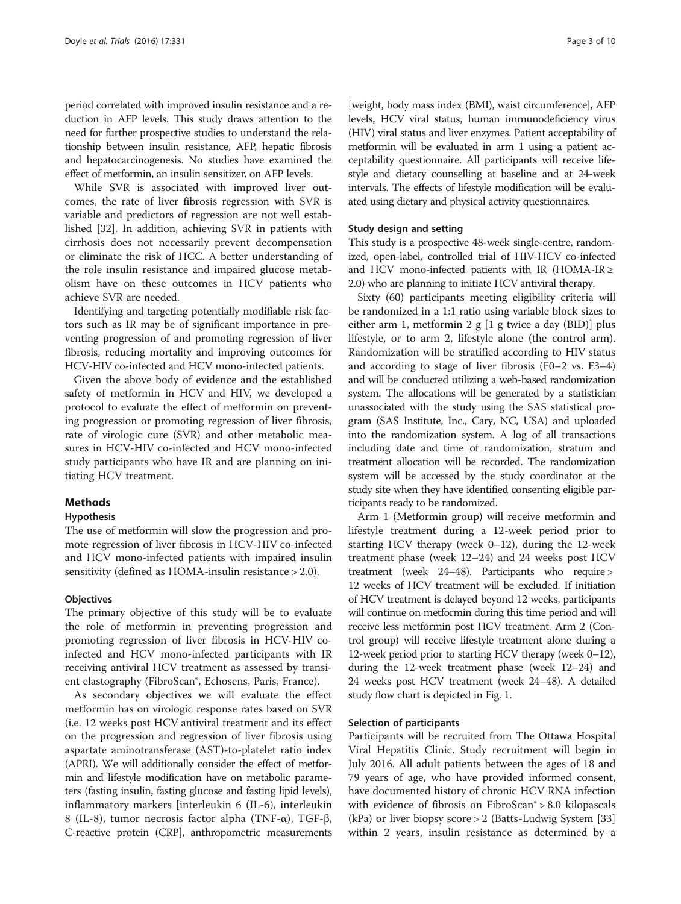period correlated with improved insulin resistance and a reduction in AFP levels. This study draws attention to the need for further prospective studies to understand the relationship between insulin resistance, AFP, hepatic fibrosis and hepatocarcinogenesis. No studies have examined the effect of metformin, an insulin sensitizer, on AFP levels.

While SVR is associated with improved liver outcomes, the rate of liver fibrosis regression with SVR is variable and predictors of regression are not well established [32]. In addition, achieving SVR in patients with cirrhosis does not necessarily prevent decompensation or eliminate the risk of HCC. A better understanding of the role insulin resistance and impaired glucose metabolism have on these outcomes in HCV patients who achieve SVR are needed.

Identifying and targeting potentially modifiable risk factors such as IR may be of significant importance in preventing progression of and promoting regression of liver fibrosis, reducing mortality and improving outcomes for HCV-HIV co-infected and HCV mono-infected patients.

Given the above body of evidence and the established safety of metformin in HCV and HIV, we developed a protocol to evaluate the effect of metformin on preventing progression or promoting regression of liver fibrosis, rate of virologic cure (SVR) and other metabolic measures in HCV-HIV co-infected and HCV mono-infected study participants who have IR and are planning on initiating HCV treatment.

## Methods

### Hypothesis

The use of metformin will slow the progression and promote regression of liver fibrosis in HCV-HIV co-infected and HCV mono-infected patients with impaired insulin sensitivity (defined as HOMA-insulin resistance > 2.0).

#### Objectives

The primary objective of this study will be to evaluate the role of metformin in preventing progression and promoting regression of liver fibrosis in HCV-HIV co-infected and HCV mono-infected participants with IR receiving antiviral HCV treatment as assessed by transient elastography (FibroScan®, Echosens, Paris, France).

As secondary objectives we will evaluate the effect metformin has on virologic response rates based on SVR (i.e. 12 weeks post HCV antiviral treatment and its effect on the progression and regression of liver fibrosis using aspartate aminotransferase (AST)-to-platelet ratio index (APRI). We will additionally consider the effect of metformin and lifestyle modification have on metabolic parameters (fasting insulin, fasting glucose and fasting lipid levels), inflammatory markers [interleukin 6 (IL-6), interleukin 8 (IL-8), tumor necrosis factor alpha (TNF-α), TGF-β, C-reactive protein (CRP], anthropometric measurements [weight, body mass index (BMI), waist circumference], AFP levels, HCV viral status, human immunodeficiency virus (HIV) viral status and liver enzymes. Patient acceptability of metformin will be evaluated in arm 1 using a patient acceptability questionnaire. All participants will receive lifestyle and dietary counselling at baseline and at 24-week intervals. The effects of lifestyle modification will be evaluated using dietary and physical activity questionnaires.

#### Study design and setting

This study is a prospective 48-week single-centre, randomized, open-label, controlled trial of HIV-HCV co-infected and HCV mono-infected patients with IR (HOMA-IR ≥ 2.0) who are planning to initiate HCV antiviral therapy.

Sixty (60) participants meeting eligibility criteria will be randomized in a 1:1 ratio using variable block sizes to either arm 1, metformin 2 g [1 g twice a day (BID)] plus lifestyle, or to arm 2, lifestyle alone (the control arm). Randomization will be stratified according to HIV status and according to stage of liver fibrosis (F0–2 vs. F3–4) and will be conducted utilizing a web-based randomization system. The allocations will be generated by a statistician unassociated with the study using the SAS statistical program (SAS Institute, Inc., Cary, NC, USA) and uploaded into the randomization system. A log of all transactions including date and time of randomization, stratum and treatment allocation will be recorded. The randomization system will be accessed by the study coordinator at the study site when they have identified consenting eligible participants ready to be randomized.

Arm 1 (Metformin group) will receive metformin and lifestyle treatment during a 12-week period prior to starting HCV therapy (week 0–12), during the 12-week treatment phase (week 12–24) and 24 weeks post HCV treatment (week 24–48). Participants who require > 12 weeks of HCV treatment will be excluded. If initiation of HCV treatment is delayed beyond 12 weeks, participants will continue on metformin during this time period and will receive less metformin post HCV treatment. Arm 2 (Control group) will receive lifestyle treatment alone during a 12-week period prior to starting HCV therapy (week 0–12), during the 12-week treatment phase (week 12–24) and 24 weeks post HCV treatment (week 24–48). A detailed study flow chart is depicted in Fig. 1.

#### Selection of participants

Participants will be recruited from The Ottawa Hospital Viral Hepatitis Clinic. Study recruitment will begin in July 2016. All adult patients between the ages of 18 and 79 years of age, who have provided informed consent, have documented history of chronic HCV RNA infection with evidence of fibrosis on FibroScan® > 8.0 kilopascals (kPa) or liver biopsy score > 2 (Batts-Ludwig System [33] within 2 years, insulin resistance as determined by a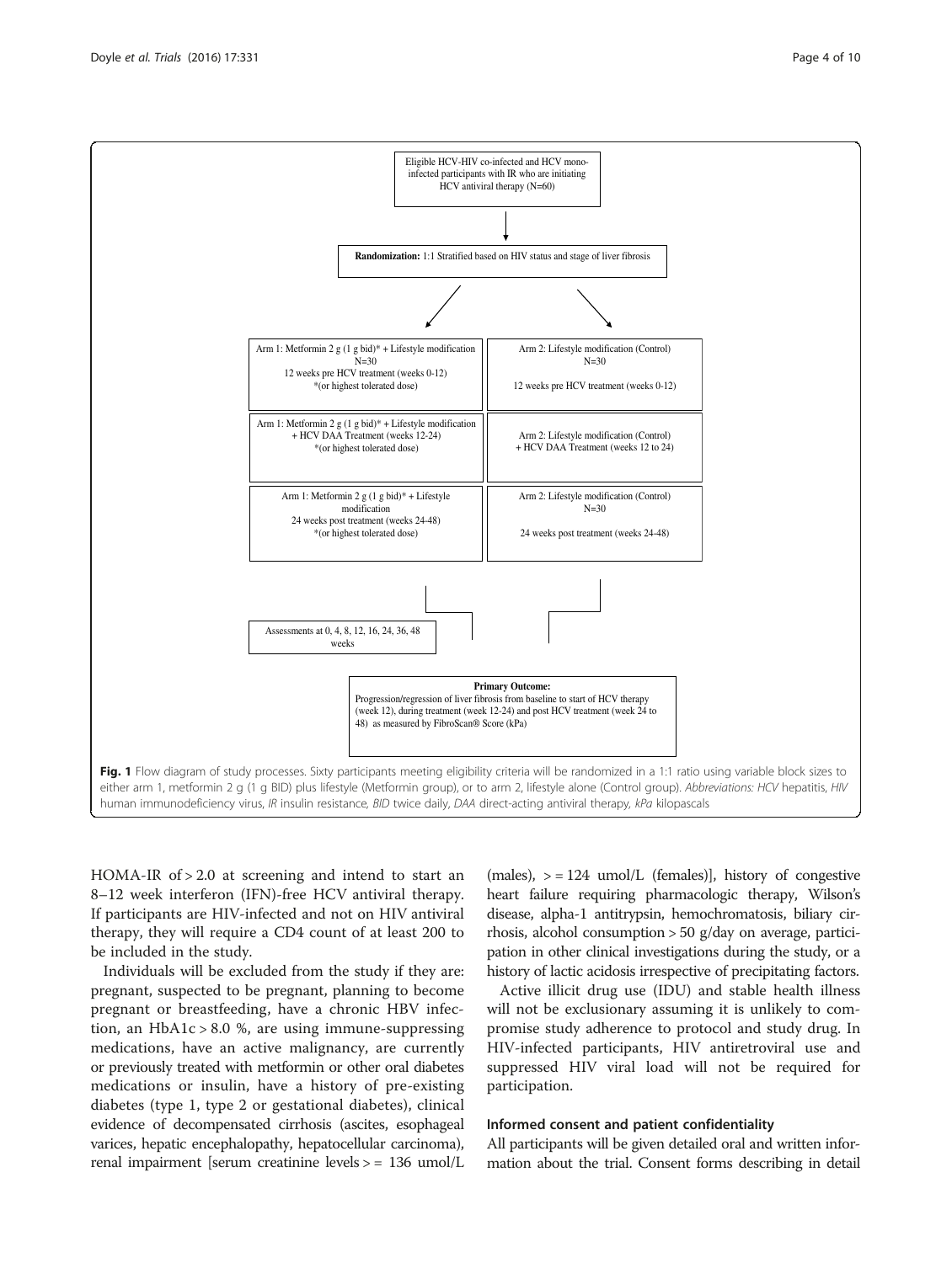Eligible HCV-HIV co-infected and HCV mono-infected participants with IR who are initiating HCV antiviral therapy (N=60)

**Randomization:** 1:1 Stratified based on HIV status and stage of liver fibrosis

| Arm 1 | Arm 2 |
| --- | --- |
| Arm 1: Metformin 2 g (1 g bid)* + Lifestyle modification N=30 12 weeks pre HCV treatment (weeks 0-12) *(or highest tolerated dose) | Arm 2: Lifestyle modification (Control) N=30 12 weeks pre HCV treatment (weeks 0-12) |
| Arm 1: Metformin 2 g (1 g bid)* + Lifestyle modification + HCV DAA Treatment (weeks 12-24) *(or highest tolerated dose) | Arm 2: Lifestyle modification (Control) + HCV DAA Treatment (weeks 12 to 24) |
| Arm 1: Metformin 2 g (1 g bid)* + Lifestyle modification 24 weeks post treatment (weeks 24-48) *(or highest tolerated dose) | Arm 2: Lifestyle modification (Control) N=30 24 weeks post treatment (weeks 24-48) |

Assessments at 0, 4, 8, 12, 16, 24, 36, 48 weeks

**Primary Outcome:**
Progression/regression of liver fibrosis from baseline to start of HCV therapy (week 12), during treatment (week 12-24) and post HCV treatment (week 24 to 48) as measured by FibroScan® Score (kPa)

**Fig. 1** Flow diagram of study processes. Sixty participants meeting eligibility criteria will be randomized in a 1:1 ratio using variable block sizes to either arm 1, metformin 2 g (1 g BID) plus lifestyle (Metformin group), or to arm 2, lifestyle alone (Control group). *Abbreviations: HCV* hepatitis, *HIV* human immunodeficiency virus, *IR* insulin resistance, *BID* twice daily, *DAA* direct-acting antiviral therapy, *kPa* kilopascals

HOMA-IR of > 2.0 at screening and intend to start an 8–12 week interferon (IFN)-free HCV antiviral therapy. If participants are HIV-infected and not on HIV antiviral therapy, they will require a CD4 count of at least 200 to be included in the study.

Individuals will be excluded from the study if they are: pregnant, suspected to be pregnant, planning to become pregnant or breastfeeding, have a chronic HBV infection, an HbA1c > 8.0 %, are using immune-suppressing medications, have an active malignancy, are currently or previously treated with metformin or other oral diabetes medications or insulin, have a history of pre-existing diabetes (type 1, type 2 or gestational diabetes), clinical evidence of decompensated cirrhosis (ascites, esophageal varices, hepatic encephalopathy, hepatocellular carcinoma), renal impairment [serum creatinine levels > = 136 umol/L (males), > = 124 umol/L (females)], history of congestive heart failure requiring pharmacologic therapy, Wilson's disease, alpha-1 antitrypsin, hemochromatosis, biliary cirrhosis, alcohol consumption > 50 g/day on average, participation in other clinical investigations during the study, or a history of lactic acidosis irrespective of precipitating factors.

Active illicit drug use (IDU) and stable health illness will not be exclusionary assuming it is unlikely to compromise study adherence to protocol and study drug. In HIV-infected participants, HIV antiretroviral use and suppressed HIV viral load will not be required for participation.

### Informed consent and patient confidentiality

All participants will be given detailed oral and written information about the trial. Consent forms describing in detail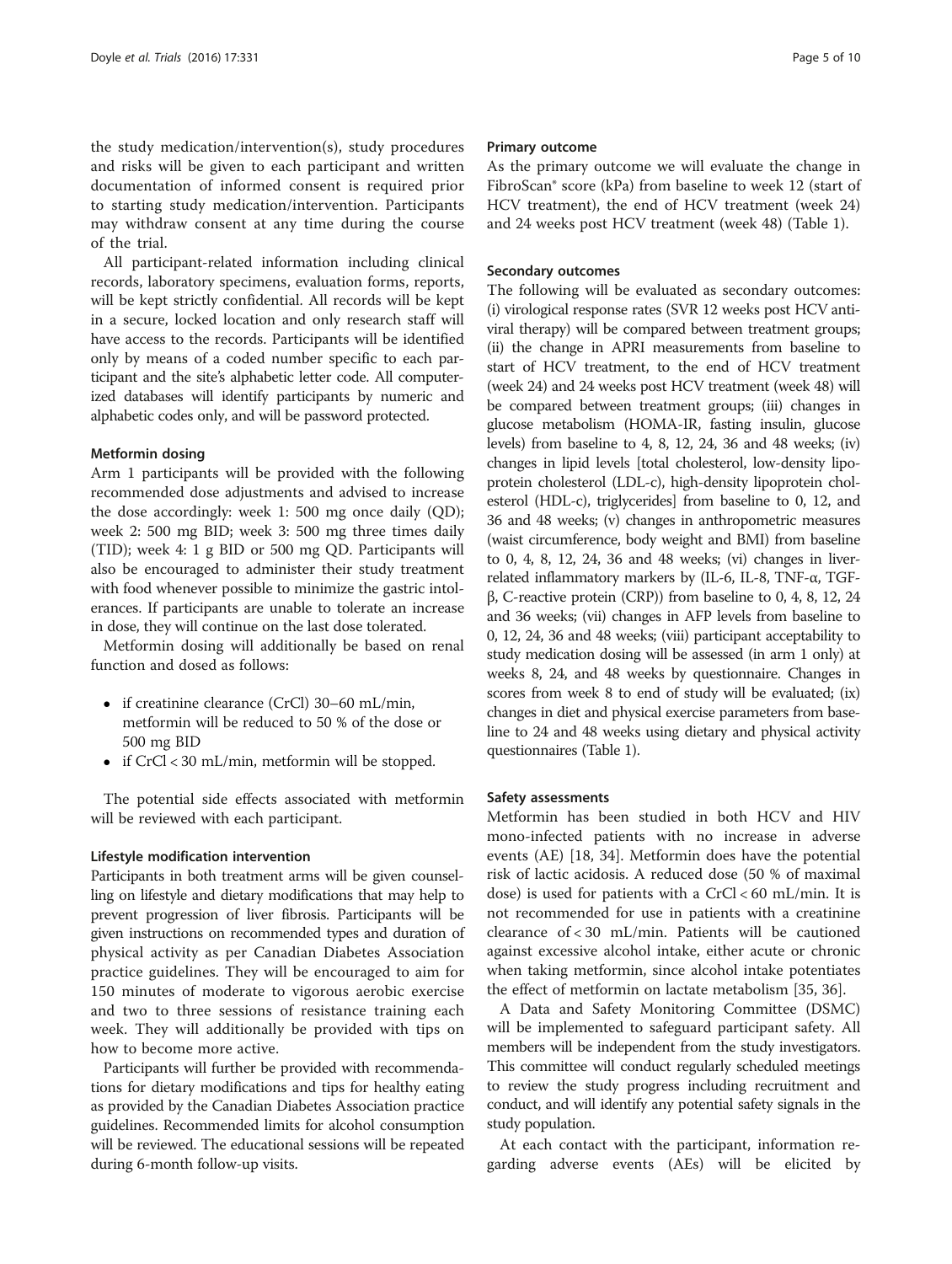the study medication/intervention(s), study procedures and risks will be given to each participant and written documentation of informed consent is required prior to starting study medication/intervention. Participants may withdraw consent at any time during the course of the trial.

All participant-related information including clinical records, laboratory specimens, evaluation forms, reports, will be kept strictly confidential. All records will be kept in a secure, locked location and only research staff will have access to the records. Participants will be identified only by means of a coded number specific to each participant and the site's alphabetic letter code. All computerized databases will identify participants by numeric and alphabetic codes only, and will be password protected.

### Metformin dosing

Arm 1 participants will be provided with the following recommended dose adjustments and advised to increase the dose accordingly: week 1: 500 mg once daily (QD); week 2: 500 mg BID; week 3: 500 mg three times daily (TID); week 4: 1 g BID or 500 mg QD. Participants will also be encouraged to administer their study treatment with food whenever possible to minimize the gastric intolerances. If participants are unable to tolerate an increase in dose, they will continue on the last dose tolerated.

Metformin dosing will additionally be based on renal function and dosed as follows:

- if creatinine clearance (CrCl) 30–60 mL/min, metformin will be reduced to 50 % of the dose or 500 mg BID
- if CrCl < 30 mL/min, metformin will be stopped.

The potential side effects associated with metformin will be reviewed with each participant.

### Lifestyle modification intervention

Participants in both treatment arms will be given counselling on lifestyle and dietary modifications that may help to prevent progression of liver fibrosis. Participants will be given instructions on recommended types and duration of physical activity as per Canadian Diabetes Association practice guidelines. They will be encouraged to aim for 150 minutes of moderate to vigorous aerobic exercise and two to three sessions of resistance training each week. They will additionally be provided with tips on how to become more active.

Participants will further be provided with recommendations for dietary modifications and tips for healthy eating as provided by the Canadian Diabetes Association practice guidelines. Recommended limits for alcohol consumption will be reviewed. The educational sessions will be repeated during 6-month follow-up visits.

### Primary outcome

As the primary outcome we will evaluate the change in FibroScan® score (kPa) from baseline to week 12 (start of HCV treatment), the end of HCV treatment (week 24) and 24 weeks post HCV treatment (week 48) (Table 1).

### Secondary outcomes

The following will be evaluated as secondary outcomes: (i) virological response rates (SVR 12 weeks post HCV antiviral therapy) will be compared between treatment groups; (ii) the change in APRI measurements from baseline to start of HCV treatment, to the end of HCV treatment (week 24) and 24 weeks post HCV treatment (week 48) will be compared between treatment groups; (iii) changes in glucose metabolism (HOMA-IR, fasting insulin, glucose levels) from baseline to 4, 8, 12, 24, 36 and 48 weeks; (iv) changes in lipid levels [total cholesterol, low-density lipoprotein cholesterol (LDL-c), high-density lipoprotein cholesterol (HDL-c), triglycerides] from baseline to 0, 12, and 36 and 48 weeks; (v) changes in anthropometric measures (waist circumference, body weight and BMI) from baseline to 0, 4, 8, 12, 24, 36 and 48 weeks; (vi) changes in liver-related inflammatory markers by (IL-6, IL-8, TNF-α, TGF-β, C-reactive protein (CRP)) from baseline to 0, 4, 8, 12, 24 and 36 weeks; (vii) changes in AFP levels from baseline to 0, 12, 24, 36 and 48 weeks; (viii) participant acceptability to study medication dosing will be assessed (in arm 1 only) at weeks 8, 24, and 48 weeks by questionnaire. Changes in scores from week 8 to end of study will be evaluated; (ix) changes in diet and physical exercise parameters from baseline to 24 and 48 weeks using dietary and physical activity questionnaires (Table 1).

### Safety assessments

Metformin has been studied in both HCV and HIV mono-infected patients with no increase in adverse events (AE) [18, 34]. Metformin does have the potential risk of lactic acidosis. A reduced dose (50 % of maximal dose) is used for patients with a CrCl < 60 mL/min. It is not recommended for use in patients with a creatinine clearance of < 30 mL/min. Patients will be cautioned against excessive alcohol intake, either acute or chronic when taking metformin, since alcohol intake potentiates the effect of metformin on lactate metabolism [35, 36].

A Data and Safety Monitoring Committee (DSMC) will be implemented to safeguard participant safety. All members will be independent from the study investigators. This committee will conduct regularly scheduled meetings to review the study progress including recruitment and conduct, and will identify any potential safety signals in the study population.

At each contact with the participant, information regarding adverse events (AEs) will be elicited by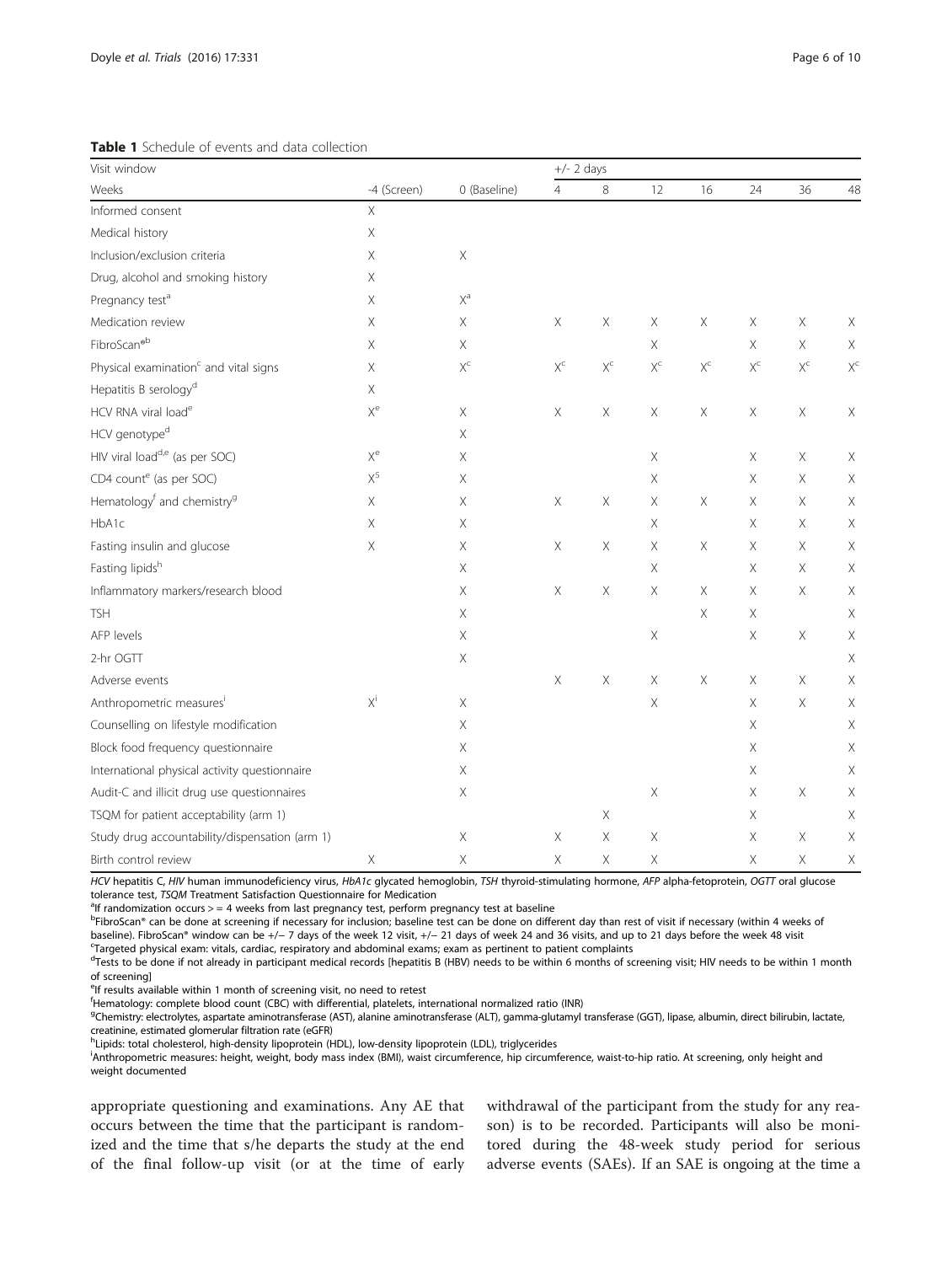**Table 1** Schedule of events and data collection

| Visit window | | | +/- 2 days | | | | | | |
|---|---|---|---|---|---|---|---|---|---|
| Weeks | -4 (Screen) | 0 (Baseline) | 4 | 8 | 12 | 16 | 24 | 36 | 48 |
| Informed consent | X | | | | | | | | |
| Medical history | X | | | | | | | | |
| Inclusion/exclusion criteria | X | X | | | | | | | |
| Drug, alcohol and smoking history | X | | | | | | | | |
| Pregnancy test[a] | X | X[a] | | | | | | | |
| Medication review | X | X | X | X | X | X | X | X | X |
| FibroScan®[b] | X | X | | | X | | X | X | X |
| Physical examination[c] and vital signs | X | X[c] | X[c] | X[c] | X[c] | X[c] | X[c] | X[c] | X[c] |
| Hepatitis B serology[d] | X | | | | | | | | |
| HCV RNA viral load[e] | X[e] | X | X | X | X | X | X | X | X |
| HCV genotype[d] | | X | | | | | | | |
| HIV viral load[d,e] (as per SOC) | X[e] | X | | | X | | X | X | X |
| CD4 count[e] (as per SOC) | X[5] | X | | | X | | X | X | X |
| Hematology[f] and chemistry[g] | X | X | X | X | X | X | X | X | X |
| HbA1c | X | X | | | X | | X | X | X |
| Fasting insulin and glucose | X | X | X | X | X | X | X | X | X |
| Fasting lipids[h] | | X | | | X | | X | X | X |
| Inflammatory markers/research blood | | X | X | X | X | X | X | X | X |
| TSH | | X | | | | X | X | | X |
| AFP levels | | X | | | X | | X | X | X |
| 2-hr OGTT | | X | | | | | | | X |
| Adverse events | | | X | X | X | X | X | X | X |
| Anthropometric measures[i] | X[i] | X | | | X | | X | X | X |
| Counselling on lifestyle modification | | X | | | | | X | | X |
| Block food frequency questionnaire | | X | | | | | X | | X |
| International physical activity questionnaire | | X | | | | | X | | X |
| Audit-C and illicit drug use questionnaires | | X | | | X | | X | X | X |
| TSQM for patient acceptability (arm 1) | | | | X | | | X | | X |
| Study drug accountability/dispensation (arm 1) | | X | X | X | X | | X | X | X |
| Birth control review | X | X | X | X | X | | X | X | X |

*HCV* hepatitis C, *HIV* human immunodeficiency virus, *HbA1c* glycated hemoglobin, *TSH* thyroid-stimulating hormone, *AFP* alpha-fetoprotein, *OGTT* oral glucose tolerance test, *TSQM* Treatment Satisfaction Questionnaire for Medication

[a]If randomization occurs > = 4 weeks from last pregnancy test, perform pregnancy test at baseline

[b]FibroScan® can be done at screening if necessary for inclusion; baseline test can be done on different day than rest of visit if necessary (within 4 weeks of baseline). FibroScan® window can be +/− 7 days of the week 12 visit, +/− 21 days of week 24 and 36 visits, and up to 21 days before the week 48 visit

[c]Targeted physical exam: vitals, cardiac, respiratory and abdominal exams; exam as pertinent to patient complaints

[d]Tests to be done if not already in participant medical records [hepatitis B (HBV) needs to be within 6 months of screening visit; HIV needs to be within 1 month of screening]

[e]If results available within 1 month of screening visit, no need to retest

[f]Hematology: complete blood count (CBC) with differential, platelets, international normalized ratio (INR)

[g]Chemistry: electrolytes, aspartate aminotransferase (AST), alanine aminotransferase (ALT), gamma-glutamyl transferase (GGT), lipase, albumin, direct bilirubin, lactate, creatinine, estimated glomerular filtration rate (eGFR)

[h]Lipids: total cholesterol, high-density lipoprotein (HDL), low-density lipoprotein (LDL), triglycerides

[i]Anthropometric measures: height, weight, body mass index (BMI), waist circumference, hip circumference, waist-to-hip ratio. At screening, only height and weight documented

appropriate questioning and examinations. Any AE that occurs between the time that the participant is randomized and the time that s/he departs the study at the end of the final follow-up visit (or at the time of early withdrawal of the participant from the study for any reason) is to be recorded. Participants will also be monitored during the 48-week study period for serious adverse events (SAEs). If an SAE is ongoing at the time a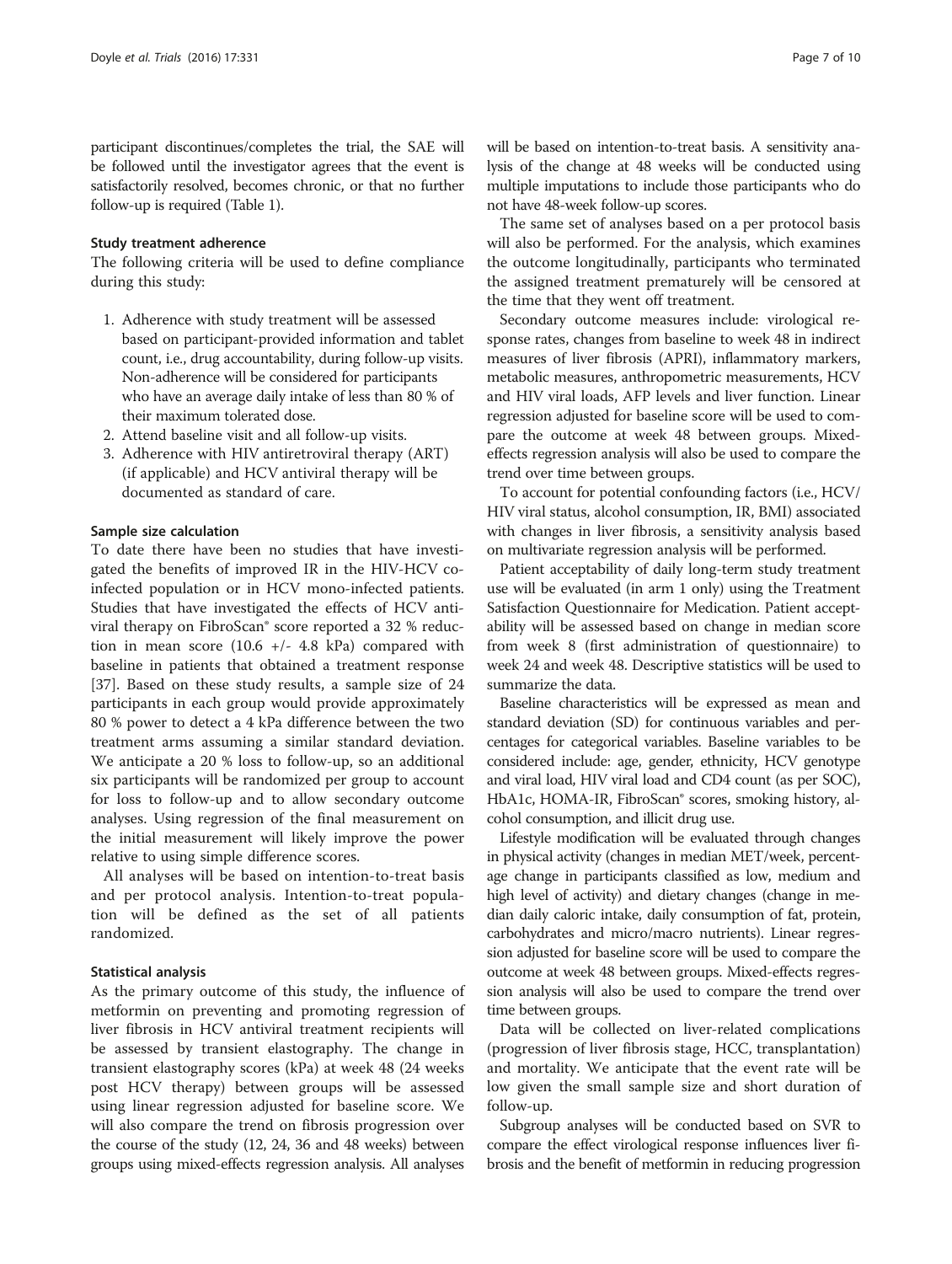participant discontinues/completes the trial, the SAE will be followed until the investigator agrees that the event is satisfactorily resolved, becomes chronic, or that no further follow-up is required (Table 1).

### Study treatment adherence

The following criteria will be used to define compliance during this study:

1. Adherence with study treatment will be assessed based on participant-provided information and tablet count, i.e., drug accountability, during follow-up visits. Non-adherence will be considered for participants who have an average daily intake of less than 80 % of their maximum tolerated dose.
2. Attend baseline visit and all follow-up visits.
3. Adherence with HIV antiretroviral therapy (ART) (if applicable) and HCV antiviral therapy will be documented as standard of care.

### Sample size calculation

To date there have been no studies that have investigated the benefits of improved IR in the HIV-HCV co-infected population or in HCV mono-infected patients. Studies that have investigated the effects of HCV antiviral therapy on FibroScan® score reported a 32 % reduction in mean score (10.6 +/- 4.8 kPa) compared with baseline in patients that obtained a treatment response [37]. Based on these study results, a sample size of 24 participants in each group would provide approximately 80 % power to detect a 4 kPa difference between the two treatment arms assuming a similar standard deviation. We anticipate a 20 % loss to follow-up, so an additional six participants will be randomized per group to account for loss to follow-up and to allow secondary outcome analyses. Using regression of the final measurement on the initial measurement will likely improve the power relative to using simple difference scores.

All analyses will be based on intention-to-treat basis and per protocol analysis. Intention-to-treat population will be defined as the set of all patients randomized.

### Statistical analysis

As the primary outcome of this study, the influence of metformin on preventing and promoting regression of liver fibrosis in HCV antiviral treatment recipients will be assessed by transient elastography. The change in transient elastography scores (kPa) at week 48 (24 weeks post HCV therapy) between groups will be assessed using linear regression adjusted for baseline score. We will also compare the trend on fibrosis progression over the course of the study (12, 24, 36 and 48 weeks) between groups using mixed-effects regression analysis. All analyses will be based on intention-to-treat basis. A sensitivity analysis of the change at 48 weeks will be conducted using multiple imputations to include those participants who do not have 48-week follow-up scores.

The same set of analyses based on a per protocol basis will also be performed. For the analysis, which examines the outcome longitudinally, participants who terminated the assigned treatment prematurely will be censored at the time that they went off treatment.

Secondary outcome measures include: virological response rates, changes from baseline to week 48 in indirect measures of liver fibrosis (APRI), inflammatory markers, metabolic measures, anthropometric measurements, HCV and HIV viral loads, AFP levels and liver function. Linear regression adjusted for baseline score will be used to compare the outcome at week 48 between groups. Mixed-effects regression analysis will also be used to compare the trend over time between groups.

To account for potential confounding factors (i.e., HCV/HIV viral status, alcohol consumption, IR, BMI) associated with changes in liver fibrosis, a sensitivity analysis based on multivariate regression analysis will be performed.

Patient acceptability of daily long-term study treatment use will be evaluated (in arm 1 only) using the Treatment Satisfaction Questionnaire for Medication. Patient acceptability will be assessed based on change in median score from week 8 (first administration of questionnaire) to week 24 and week 48. Descriptive statistics will be used to summarize the data.

Baseline characteristics will be expressed as mean and standard deviation (SD) for continuous variables and percentages for categorical variables. Baseline variables to be considered include: age, gender, ethnicity, HCV genotype and viral load, HIV viral load and CD4 count (as per SOC), HbA1c, HOMA-IR, FibroScan® scores, smoking history, alcohol consumption, and illicit drug use.

Lifestyle modification will be evaluated through changes in physical activity (changes in median MET/week, percentage change in participants classified as low, medium and high level of activity) and dietary changes (change in median daily caloric intake, daily consumption of fat, protein, carbohydrates and micro/macro nutrients). Linear regression adjusted for baseline score will be used to compare the outcome at week 48 between groups. Mixed-effects regression analysis will also be used to compare the trend over time between groups.

Data will be collected on liver-related complications (progression of liver fibrosis stage, HCC, transplantation) and mortality. We anticipate that the event rate will be low given the small sample size and short duration of follow-up.

Subgroup analyses will be conducted based on SVR to compare the effect virological response influences liver fibrosis and the benefit of metformin in reducing progression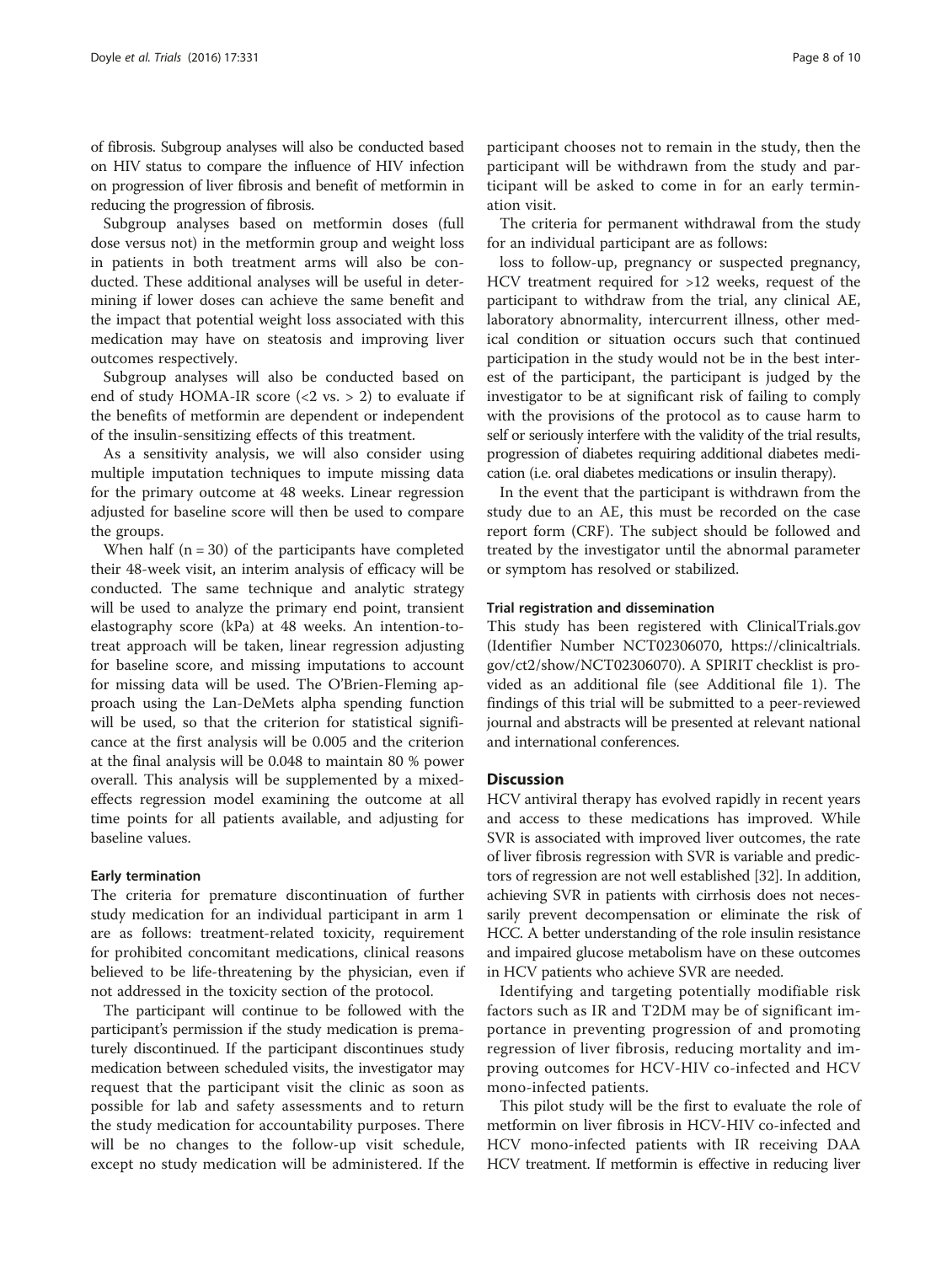of fibrosis. Subgroup analyses will also be conducted based on HIV status to compare the influence of HIV infection on progression of liver fibrosis and benefit of metformin in reducing the progression of fibrosis.

Subgroup analyses based on metformin doses (full dose versus not) in the metformin group and weight loss in patients in both treatment arms will also be conducted. These additional analyses will be useful in determining if lower doses can achieve the same benefit and the impact that potential weight loss associated with this medication may have on steatosis and improving liver outcomes respectively.

Subgroup analyses will also be conducted based on end of study HOMA-IR score (<2 vs. > 2) to evaluate if the benefits of metformin are dependent or independent of the insulin-sensitizing effects of this treatment.

As a sensitivity analysis, we will also consider using multiple imputation techniques to impute missing data for the primary outcome at 48 weeks. Linear regression adjusted for baseline score will then be used to compare the groups.

When half ($n = 30$) of the participants have completed their 48-week visit, an interim analysis of efficacy will be conducted. The same technique and analytic strategy will be used to analyze the primary end point, transient elastography score (kPa) at 48 weeks. An intention-to-treat approach will be taken, linear regression adjusting for baseline score, and missing imputations to account for missing data will be used. The O'Brien-Fleming approach using the Lan-DeMets alpha spending function will be used, so that the criterion for statistical significance at the first analysis will be 0.005 and the criterion at the final analysis will be 0.048 to maintain 80 % power overall. This analysis will be supplemented by a mixed-effects regression model examining the outcome at all time points for all patients available, and adjusting for baseline values.

#### Early termination

The criteria for premature discontinuation of further study medication for an individual participant in arm 1 are as follows: treatment-related toxicity, requirement for prohibited concomitant medications, clinical reasons believed to be life-threatening by the physician, even if not addressed in the toxicity section of the protocol.

The participant will continue to be followed with the participant's permission if the study medication is prematurely discontinued. If the participant discontinues study medication between scheduled visits, the investigator may request that the participant visit the clinic as soon as possible for lab and safety assessments and to return the study medication for accountability purposes. There will be no changes to the follow-up visit schedule, except no study medication will be administered. If the participant chooses not to remain in the study, then the participant will be withdrawn from the study and participant will be asked to come in for an early termination visit.

The criteria for permanent withdrawal from the study for an individual participant are as follows:

loss to follow-up, pregnancy or suspected pregnancy, HCV treatment required for >12 weeks, request of the participant to withdraw from the trial, any clinical AE, laboratory abnormality, intercurrent illness, other medical condition or situation occurs such that continued participation in the study would not be in the best interest of the participant, the participant is judged by the investigator to be at significant risk of failing to comply with the provisions of the protocol as to cause harm to self or seriously interfere with the validity of the trial results, progression of diabetes requiring additional diabetes medication (i.e. oral diabetes medications or insulin therapy).

In the event that the participant is withdrawn from the study due to an AE, this must be recorded on the case report form (CRF). The subject should be followed and treated by the investigator until the abnormal parameter or symptom has resolved or stabilized.

#### Trial registration and dissemination

This study has been registered with ClinicalTrials.gov (Identifier Number NCT02306070, https://clinicaltrials.gov/ct2/show/NCT02306070). A SPIRIT checklist is provided as an additional file (see Additional file 1). The findings of this trial will be submitted to a peer-reviewed journal and abstracts will be presented at relevant national and international conferences.

## Discussion

HCV antiviral therapy has evolved rapidly in recent years and access to these medications has improved. While SVR is associated with improved liver outcomes, the rate of liver fibrosis regression with SVR is variable and predictors of regression are not well established [32]. In addition, achieving SVR in patients with cirrhosis does not necessarily prevent decompensation or eliminate the risk of HCC. A better understanding of the role insulin resistance and impaired glucose metabolism have on these outcomes in HCV patients who achieve SVR are needed.

Identifying and targeting potentially modifiable risk factors such as IR and T2DM may be of significant importance in preventing progression of and promoting regression of liver fibrosis, reducing mortality and improving outcomes for HCV-HIV co-infected and HCV mono-infected patients.

This pilot study will be the first to evaluate the role of metformin on liver fibrosis in HCV-HIV co-infected and HCV mono-infected patients with IR receiving DAA HCV treatment. If metformin is effective in reducing liver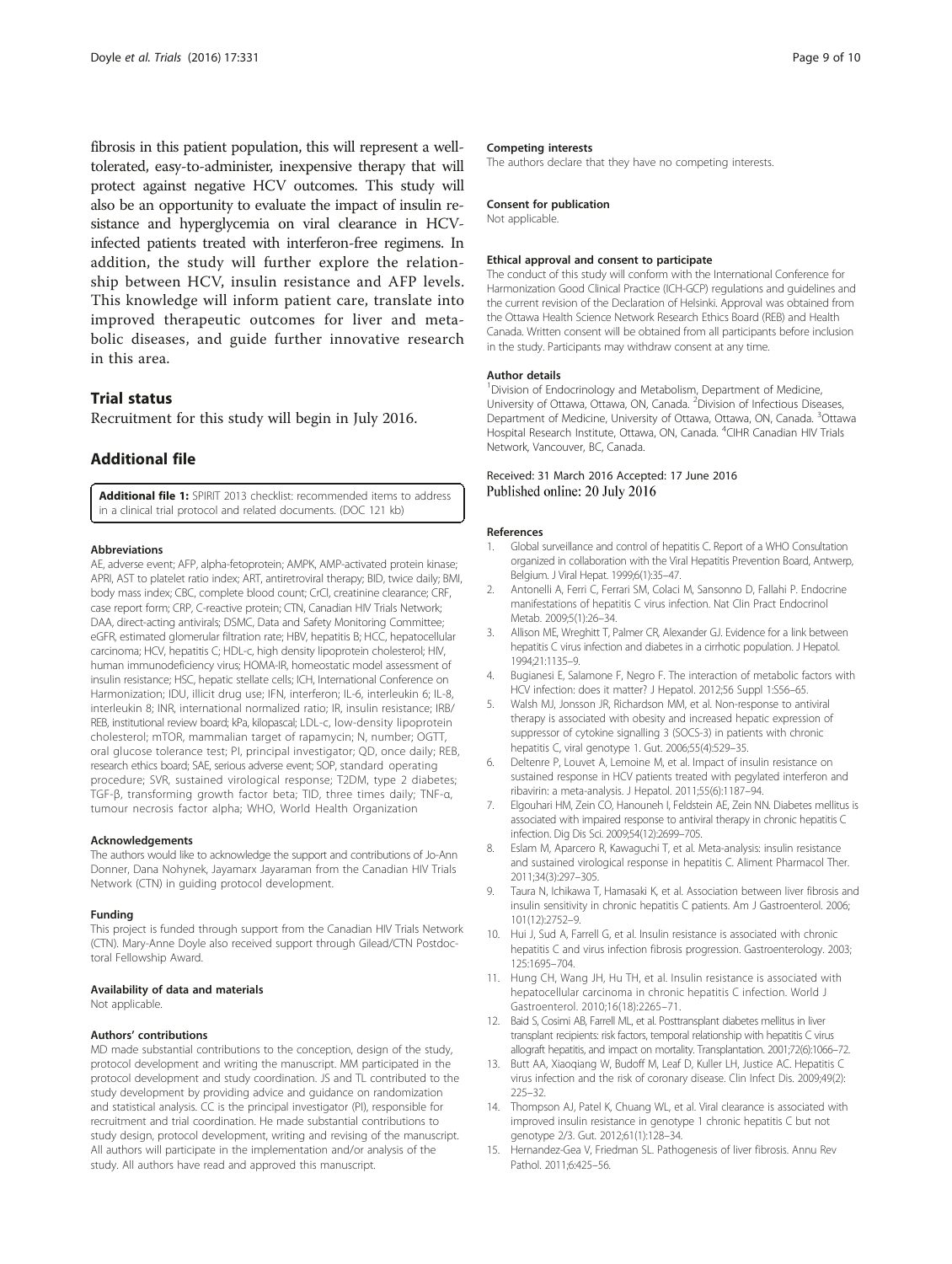fibrosis in this patient population, this will represent a well-tolerated, easy-to-administer, inexpensive therapy that will protect against negative HCV outcomes. This study will also be an opportunity to evaluate the impact of insulin resistance and hyperglycemia on viral clearance in HCV-infected patients treated with interferon-free regimens. In addition, the study will further explore the relationship between HCV, insulin resistance and AFP levels. This knowledge will inform patient care, translate into improved therapeutic outcomes for liver and metabolic diseases, and guide further innovative research in this area.

## Trial status

Recruitment for this study will begin in July 2016.

## Additional file

**Additional file 1:** SPIRIT 2013 checklist: recommended items to address in a clinical trial protocol and related documents. (DOC 121 kb)

#### Abbreviations

AE, adverse event; AFP, alpha-fetoprotein; AMPK, AMP-activated protein kinase; APRI, AST to platelet ratio index; ART, antiretroviral therapy; BID, twice daily; BMI, body mass index; CBC, complete blood count; CrCl, creatinine clearance; CRF, case report form; CRP, C-reactive protein; CTN, Canadian HIV Trials Network; DAA, direct-acting antivirals; DSMC, Data and Safety Monitoring Committee; eGFR, estimated glomerular filtration rate; HBV, hepatitis B; HCC, hepatocellular carcinoma; HCV, hepatitis C; HDL-c, high density lipoprotein cholesterol; HIV, human immunodeficiency virus; HOMA-IR, homeostatic model assessment of insulin resistance; HSC, hepatic stellate cells; ICH, International Conference on Harmonization; IDU, illicit drug use; IFN, interferon; IL-6, interleukin 6; IL-8, interleukin 8; INR, international normalized ratio; IR, insulin resistance; IRB/REB, institutional review board; kPa, kilopascal; LDL-c, low-density lipoprotein cholesterol; mTOR, mammalian target of rapamycin; N, number; OGTT, oral glucose tolerance test; PI, principal investigator; QD, once daily; REB, research ethics board; SAE, serious adverse event; SOP, standard operating procedure; SVR, sustained virological response; T2DM, type 2 diabetes; TGF-β, transforming growth factor beta; TID, three times daily; TNF-α, tumour necrosis factor alpha; WHO, World Health Organization

#### Acknowledgements

The authors would like to acknowledge the support and contributions of Jo-Ann Donner, Dana Nohynek, Jayamarx Jayaraman from the Canadian HIV Trials Network (CTN) in guiding protocol development.

#### Funding

This project is funded through support from the Canadian HIV Trials Network (CTN). Mary-Anne Doyle also received support through Gilead/CTN Postdoctoral Fellowship Award.

#### Availability of data and materials

Not applicable.

#### Authors' contributions

MD made substantial contributions to the conception, design of the study, protocol development and writing the manuscript. MM participated in the protocol development and study coordination. JS and TL contributed to the study development by providing advice and guidance on randomization and statistical analysis. CC is the principal investigator (PI), responsible for recruitment and trial coordination. He made substantial contributions to study design, protocol development, writing and revising of the manuscript. All authors will participate in the implementation and/or analysis of the study. All authors have read and approved this manuscript.

#### Competing interests

The authors declare that they have no competing interests.

#### Consent for publication

Not applicable.

#### Ethical approval and consent to participate

The conduct of this study will conform with the International Conference for Harmonization Good Clinical Practice (ICH-GCP) regulations and guidelines and the current revision of the Declaration of Helsinki. Approval was obtained from the Ottawa Health Science Network Research Ethics Board (REB) and Health Canada. Written consent will be obtained from all participants before inclusion in the study. Participants may withdraw consent at any time.

#### Author details

[1]Division of Endocrinology and Metabolism, Department of Medicine, University of Ottawa, Ottawa, ON, Canada. [2]Division of Infectious Diseases, Department of Medicine, University of Ottawa, Ottawa, ON, Canada. [3]Ottawa Hospital Research Institute, Ottawa, ON, Canada. [4]CIHR Canadian HIV Trials Network, Vancouver, BC, Canada.

Received: 31 March 2016 Accepted: 17 June 2016
Published online: 20 July 2016

#### References

1. Global surveillance and control of hepatitis C. Report of a WHO Consultation organized in collaboration with the Viral Hepatitis Prevention Board, Antwerp, Belgium. J Viral Hepat. 1999;6(1):35–47.
2. Antonelli A, Ferri C, Ferrari SM, Colaci M, Sansonno D, Fallahi P. Endocrine manifestations of hepatitis C virus infection. Nat Clin Pract Endocrinol Metab. 2009;5(1):26–34.
3. Allison ME, Wreghitt T, Palmer CR, Alexander GJ. Evidence for a link between hepatitis C virus infection and diabetes in a cirrhotic population. J Hepatol. 1994;21:1135–9.
4. Bugianesi E, Salamone F, Negro F. The interaction of metabolic factors with HCV infection: does it matter? J Hepatol. 2012;56 Suppl 1:S56–65.
5. Walsh MJ, Jonsson JR, Richardson MM, et al. Non-response to antiviral therapy is associated with obesity and increased hepatic expression of suppressor of cytokine signalling 3 (SOCS-3) in patients with chronic hepatitis C, viral genotype 1. Gut. 2006;55(4):529–35.
6. Deltenre P, Louvet A, Lemoine M, et al. Impact of insulin resistance on sustained response in HCV patients treated with pegylated interferon and ribavirin: a meta-analysis. J Hepatol. 2011;55(6):1187–94.
7. Elgouhari HM, Zein CO, Hanouneh I, Feldstein AE, Zein NN. Diabetes mellitus is associated with impaired response to antiviral therapy in chronic hepatitis C infection. Dig Dis Sci. 2009;54(12):2699–705.
8. Eslam M, Aparcero R, Kawaguchi T, et al. Meta-analysis: insulin resistance and sustained virological response in hepatitis C. Aliment Pharmacol Ther. 2011;34(3):297–305.
9. Taura N, Ichikawa T, Hamasaki K, et al. Association between liver fibrosis and insulin sensitivity in chronic hepatitis C patients. Am J Gastroenterol. 2006; 101(12):2752–9.
10. Hui J, Sud A, Farrell G, et al. Insulin resistance is associated with chronic hepatitis C and virus infection fibrosis progression. Gastroenterology. 2003; 125:1695–704.
11. Hung CH, Wang JH, Hu TH, et al. Insulin resistance is associated with hepatocellular carcinoma in chronic hepatitis C infection. World J Gastroenterol. 2010;16(18):2265–71.
12. Baid S, Cosimi AB, Farrell ML, et al. Posttransplant diabetes mellitus in liver transplant recipients: risk factors, temporal relationship with hepatitis C virus allograft hepatitis, and impact on mortality. Transplantation. 2001;72(6):1066–72.
13. Butt AA, Xiaoqiang W, Budoff M, Leaf D, Kuller LH, Justice AC. Hepatitis C virus infection and the risk of coronary disease. Clin Infect Dis. 2009;49(2): 225–32.
14. Thompson AJ, Patel K, Chuang WL, et al. Viral clearance is associated with improved insulin resistance in genotype 1 chronic hepatitis C but not genotype 2/3. Gut. 2012;61(1):128–34.
15. Hernandez-Gea V, Friedman SL. Pathogenesis of liver fibrosis. Annu Rev Pathol. 2011;6:425–56.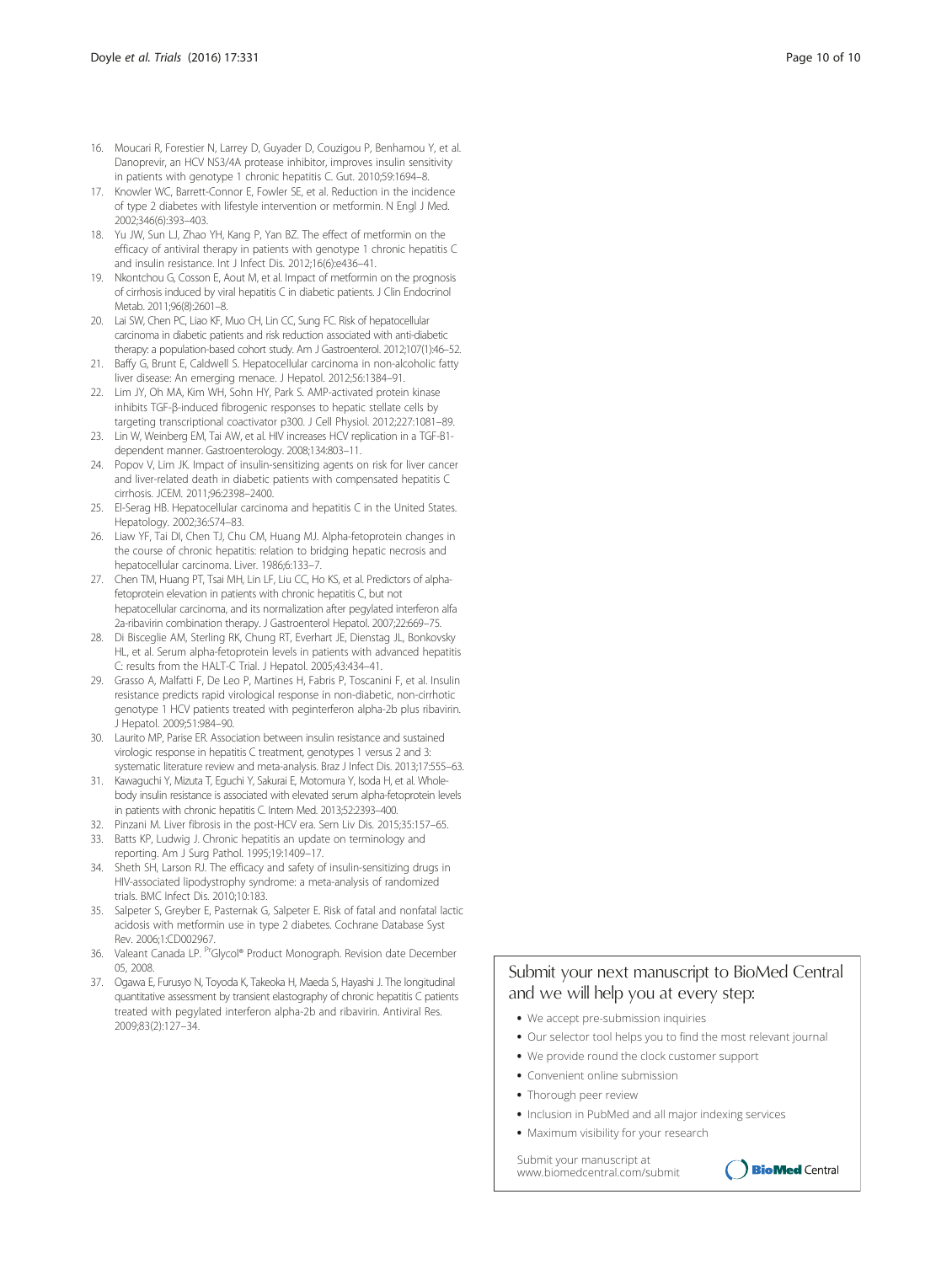16. Moucari R, Forestier N, Larrey D, Guyader D, Couzigou P, Benhamou Y, et al. Danoprevir, an HCV NS3/4A protease inhibitor, improves insulin sensitivity in patients with genotype 1 chronic hepatitis C. Gut. 2010;59:1694–8.
17. Knowler WC, Barrett-Connor E, Fowler SE, et al. Reduction in the incidence of type 2 diabetes with lifestyle intervention or metformin. N Engl J Med. 2002;346(6):393–403.
18. Yu JW, Sun LJ, Zhao YH, Kang P, Yan BZ. The effect of metformin on the efficacy of antiviral therapy in patients with genotype 1 chronic hepatitis C and insulin resistance. Int J Infect Dis. 2012;16(6):e436–41.
19. Nkontchou G, Cosson E, Aout M, et al. Impact of metformin on the prognosis of cirrhosis induced by viral hepatitis C in diabetic patients. J Clin Endocrinol Metab. 2011;96(8):2601–8.
20. Lai SW, Chen PC, Liao KF, Muo CH, Lin CC, Sung FC. Risk of hepatocellular carcinoma in diabetic patients and risk reduction associated with anti-diabetic therapy: a population-based cohort study. Am J Gastroenterol. 2012;107(1):46–52.
21. Baffy G, Brunt E, Caldwell S. Hepatocellular carcinoma in non-alcoholic fatty liver disease: An emerging menace. J Hepatol. 2012;56:1384–91.
22. Lim JY, Oh MA, Kim WH, Sohn HY, Park S. AMP-activated protein kinase inhibits TGF-β-induced fibrogenic responses to hepatic stellate cells by targeting transcriptional coactivator p300. J Cell Physiol. 2012;227:1081–89.
23. Lin W, Weinberg EM, Tai AW, et al. HIV increases HCV replication in a TGF-B1-dependent manner. Gastroenterology. 2008;134:803–11.
24. Popov V, Lim JK. Impact of insulin-sensitizing agents on risk for liver cancer and liver-related death in diabetic patients with compensated hepatitis C cirrhosis. JCEM. 2011;96:2398–2400.
25. El-Serag HB. Hepatocellular carcinoma and hepatitis C in the United States. Hepatology. 2002;36:S74–83.
26. Liaw YF, Tai DI, Chen TJ, Chu CM, Huang MJ. Alpha-fetoprotein changes in the course of chronic hepatitis: relation to bridging hepatic necrosis and hepatocellular carcinoma. Liver. 1986;6:133–7.
27. Chen TM, Huang PT, Tsai MH, Lin LF, Liu CC, Ho KS, et al. Predictors of alpha-fetoprotein elevation in patients with chronic hepatitis C, but not hepatocellular carcinoma, and its normalization after pegylated interferon alfa 2a-ribavirin combination therapy. J Gastroenterol Hepatol. 2007;22:669–75.
28. Di Bisceglie AM, Sterling RK, Chung RT, Everhart JE, Dienstag JL, Bonkovsky HL, et al. Serum alpha-fetoprotein levels in patients with advanced hepatitis C: results from the HALT-C Trial. J Hepatol. 2005;43:434–41.
29. Grasso A, Malfatti F, De Leo P, Martines H, Fabris P, Toscanini F, et al. Insulin resistance predicts rapid virological response in non-diabetic, non-cirrhotic genotype 1 HCV patients treated with peginterferon alpha-2b plus ribavirin. J Hepatol. 2009;51:984–90.
30. Laurito MP, Parise ER. Association between insulin resistance and sustained virologic response in hepatitis C treatment, genotypes 1 versus 2 and 3: systematic literature review and meta-analysis. Braz J Infect Dis. 2013;17:555–63.
31. Kawaguchi Y, Mizuta T, Eguchi Y, Sakurai E, Motomura Y, Isoda H, et al. Whole-body insulin resistance is associated with elevated serum alpha-fetoprotein levels in patients with chronic hepatitis C. Intern Med. 2013;52:2393–400.
32. Pinzani M. Liver fibrosis in the post-HCV era. Sem Liv Dis. 2015;35:157–65.
33. Batts KP, Ludwig J. Chronic hepatitis an update on terminology and reporting. Am J Surg Pathol. 1995;19:1409–17.
34. Sheth SH, Larson RJ. The efficacy and safety of insulin-sensitizing drugs in HIV-associated lipodystrophy syndrome: a meta-analysis of randomized trials. BMC Infect Dis. 2010;10:183.
35. Salpeter S, Greyber E, Pasternak G, Salpeter E. Risk of fatal and nonfatal lactic acidosis with metformin use in type 2 diabetes. Cochrane Database Syst Rev. 2006;1:CD002967.
36. Valeant Canada LP. PrGlycol® Product Monograph. Revision date December 05, 2008.
37. Ogawa E, Furusyo N, Toyoda K, Takeoka H, Maeda S, Hayashi J. The longitudinal quantitative assessment by transient elastography of chronic hepatitis C patients treated with pegylated interferon alpha-2b and ribavirin. Antiviral Res. 2009;83(2):127–34.

Submit your next manuscript to BioMed Central and we will help you at every step:

- We accept pre-submission inquiries
- Our selector tool helps you to find the most relevant journal
- We provide round the clock customer support
- Convenient online submission
- Thorough peer review
- Inclusion in PubMed and all major indexing services
- Maximum visibility for your research

Submit your manuscript at
www.biomedcentral.com/submit

BioMed Central